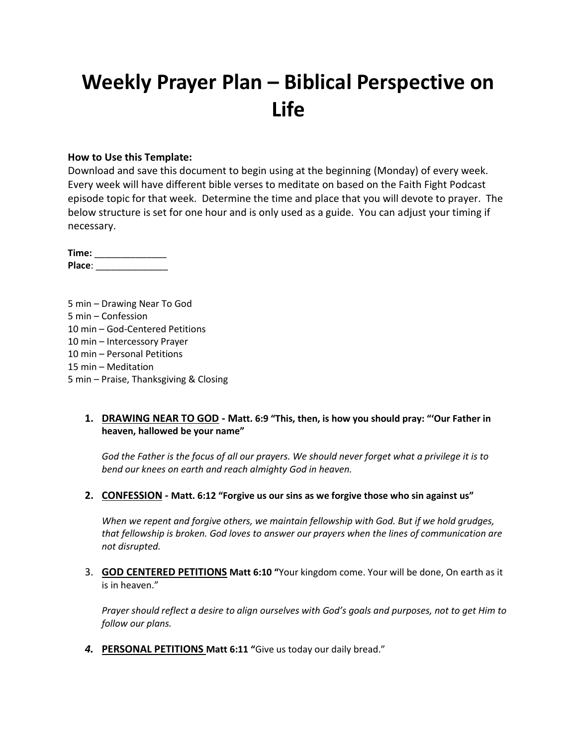# Weekly Prayer Plan – Biblical Perspective on Life

**How to Use this Template:**
Download and save this document to begin using at the beginning (Monday) of every week. Every week will have different bible verses to meditate on based on the Faith Fight Podcast episode topic for that week. Determine the time and place that you will devote to prayer. The below structure is set for one hour and is only used as a guide. You can adjust your timing if necessary.

**Time:** ______________
**Place**: ______________

5 min – Drawing Near To God
5 min – Confession
10 min – God-Centered Petitions
10 min – Intercessory Prayer
10 min – Personal Petitions
15 min – Meditation
5 min – Praise, Thanksgiving & Closing

1. <u>**DRAWING NEAR TO GOD**</u> **- Matt. 6:9 "This, then, is how you should pray: "'Our Father in heaven, hallowed be your name"**

   *God the Father is the focus of all our prayers. We should never forget what a privilege it is to bend our knees on earth and reach almighty God in heaven.*

2. <u>**CONFESSION**</u> **- Matt. 6:12 "Forgive us our sins as we forgive those who sin against us"**

   *When we repent and forgive others, we maintain fellowship with God. But if we hold grudges, that fellowship is broken. God loves to answer our prayers when the lines of communication are not disrupted.*

3. <u>**GOD CENTERED PETITIONS**</u> **Matt 6:10 "**Your kingdom come. Your will be done, On earth as it is in heaven."

   *Prayer should reflect a desire to align ourselves with God's goals and purposes, not to get Him to follow our plans.*

4. <u>**PERSONAL PETITIONS**</u> **Matt 6:11 "**Give us today our daily bread."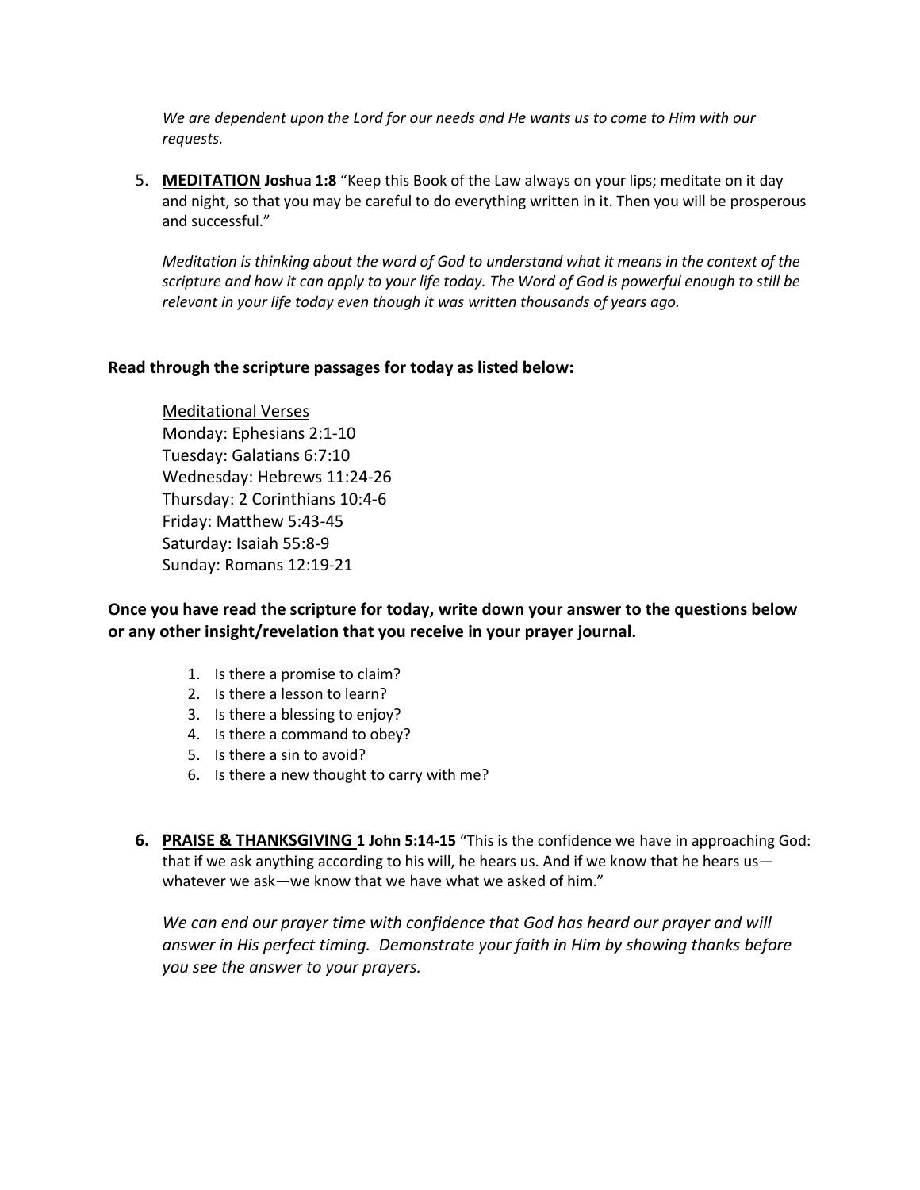*We are dependent upon the Lord for our needs and He wants us to come to Him with our requests.*

5. **MEDITATION** **Joshua 1:8** "Keep this Book of the Law always on your lips; meditate on it day and night, so that you may be careful to do everything written in it. Then you will be prosperous and successful."

   *Meditation is thinking about the word of God to understand what it means in the context of the scripture and how it can apply to your life today. The Word of God is powerful enough to still be relevant in your life today even though it was written thousands of years ago.*

**Read through the scripture passages for today as listed below:**

Meditational Verses
Monday: Ephesians 2:1-10
Tuesday: Galatians 6:7:10
Wednesday: Hebrews 11:24-26
Thursday: 2 Corinthians 10:4-6
Friday: Matthew 5:43-45
Saturday: Isaiah 55:8-9
Sunday: Romans 12:19-21

**Once you have read the scripture for today, write down your answer to the questions below or any other insight/revelation that you receive in your prayer journal.**

1. Is there a promise to claim?
2. Is there a lesson to learn?
3. Is there a blessing to enjoy?
4. Is there a command to obey?
5. Is there a sin to avoid?
6. Is there a new thought to carry with me?

6. **PRAISE & THANKSGIVING** **1 John 5:14-15** "This is the confidence we have in approaching God: that if we ask anything according to his will, he hears us. And if we know that he hears us—whatever we ask—we know that we have what we asked of him."

   *We can end our prayer time with confidence that God has heard our prayer and will answer in His perfect timing. Demonstrate your faith in Him by showing thanks before you see the answer to your prayers.*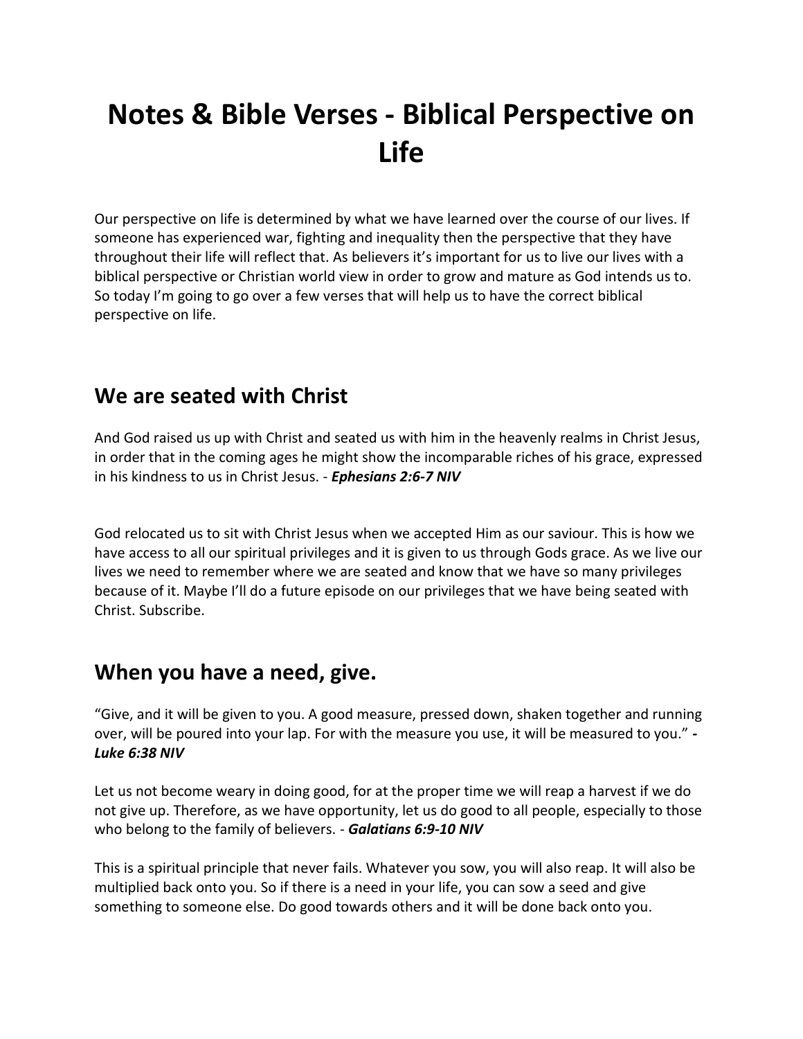# Notes & Bible Verses - Biblical Perspective on Life

Our perspective on life is determined by what we have learned over the course of our lives. If someone has experienced war, fighting and inequality then the perspective that they have throughout their life will reflect that. As believers it's important for us to live our lives with a biblical perspective or Christian world view in order to grow and mature as God intends us to. So today I'm going to go over a few verses that will help us to have the correct biblical perspective on life.

## We are seated with Christ

And God raised us up with Christ and seated us with him in the heavenly realms in Christ Jesus, in order that in the coming ages he might show the incomparable riches of his grace, expressed in his kindness to us in Christ Jesus. - ***Ephesians 2:6-7 NIV***

God relocated us to sit with Christ Jesus when we accepted Him as our saviour. This is how we have access to all our spiritual privileges and it is given to us through Gods grace. As we live our lives we need to remember where we are seated and know that we have so many privileges because of it. Maybe I'll do a future episode on our privileges that we have being seated with Christ. Subscribe.

## When you have a need, give.

"Give, and it will be given to you. A good measure, pressed down, shaken together and running over, will be poured into your lap. For with the measure you use, it will be measured to you." ***- Luke 6:38 NIV***

Let us not become weary in doing good, for at the proper time we will reap a harvest if we do not give up. Therefore, as we have opportunity, let us do good to all people, especially to those who belong to the family of believers. - ***Galatians 6:9-10 NIV***

This is a spiritual principle that never fails. Whatever you sow, you will also reap. It will also be multiplied back onto you. So if there is a need in your life, you can sow a seed and give something to someone else. Do good towards others and it will be done back onto you.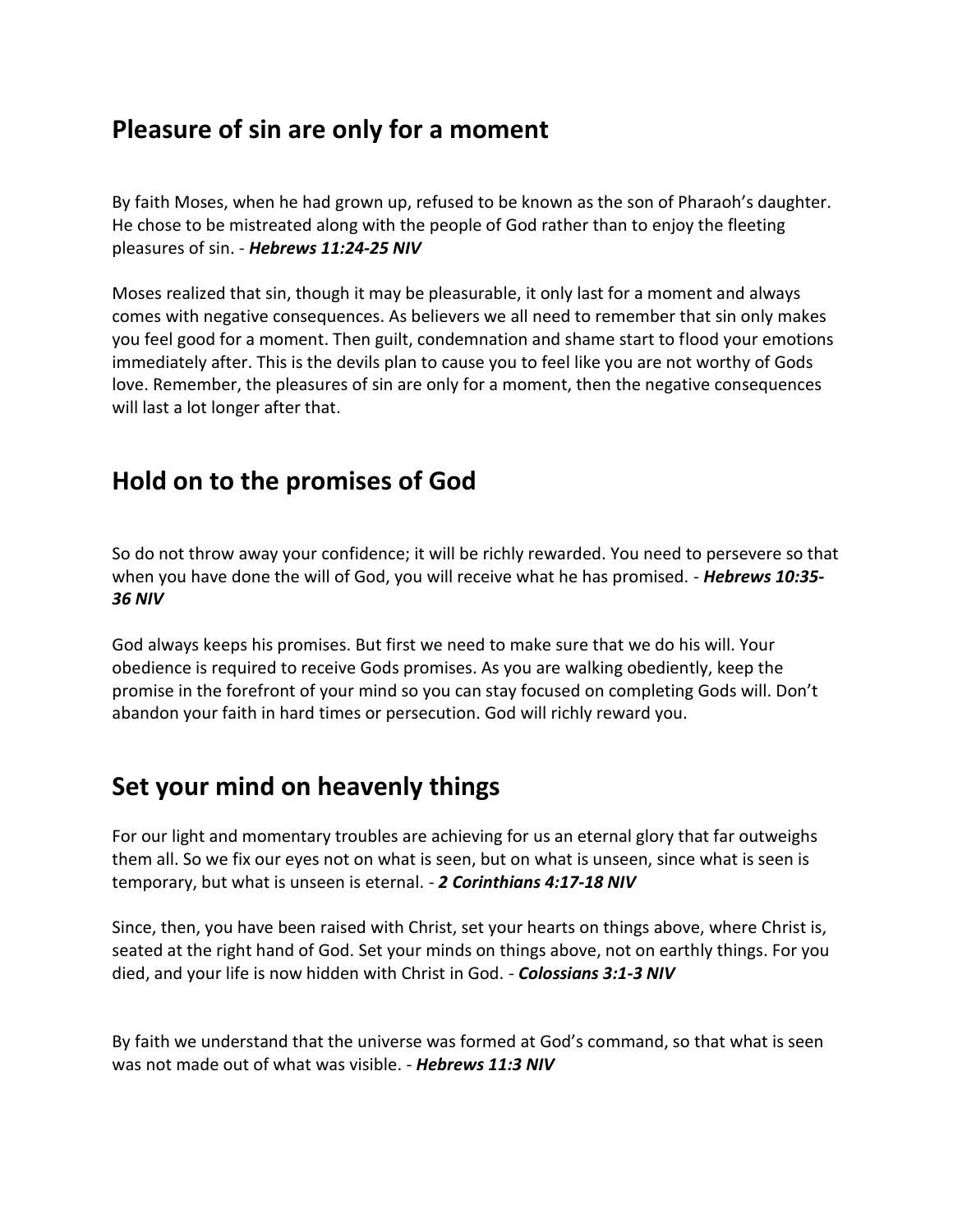## Pleasure of sin are only for a moment

By faith Moses, when he had grown up, refused to be known as the son of Pharaoh's daughter. He chose to be mistreated along with the people of God rather than to enjoy the fleeting pleasures of sin. - ***Hebrews 11:24-25 NIV***

Moses realized that sin, though it may be pleasurable, it only last for a moment and always comes with negative consequences. As believers we all need to remember that sin only makes you feel good for a moment. Then guilt, condemnation and shame start to flood your emotions immediately after. This is the devils plan to cause you to feel like you are not worthy of Gods love. Remember, the pleasures of sin are only for a moment, then the negative consequences will last a lot longer after that.

## Hold on to the promises of God

So do not throw away your confidence; it will be richly rewarded. You need to persevere so that when you have done the will of God, you will receive what he has promised. - ***Hebrews 10:35-36 NIV***

God always keeps his promises. But first we need to make sure that we do his will. Your obedience is required to receive Gods promises. As you are walking obediently, keep the promise in the forefront of your mind so you can stay focused on completing Gods will. Don't abandon your faith in hard times or persecution. God will richly reward you.

## Set your mind on heavenly things

For our light and momentary troubles are achieving for us an eternal glory that far outweighs them all. So we fix our eyes not on what is seen, but on what is unseen, since what is seen is temporary, but what is unseen is eternal. - ***2 Corinthians 4:17-18 NIV***

Since, then, you have been raised with Christ, set your hearts on things above, where Christ is, seated at the right hand of God. Set your minds on things above, not on earthly things. For you died, and your life is now hidden with Christ in God. - ***Colossians 3:1-3 NIV***

By faith we understand that the universe was formed at God's command, so that what is seen was not made out of what was visible. - ***Hebrews 11:3 NIV***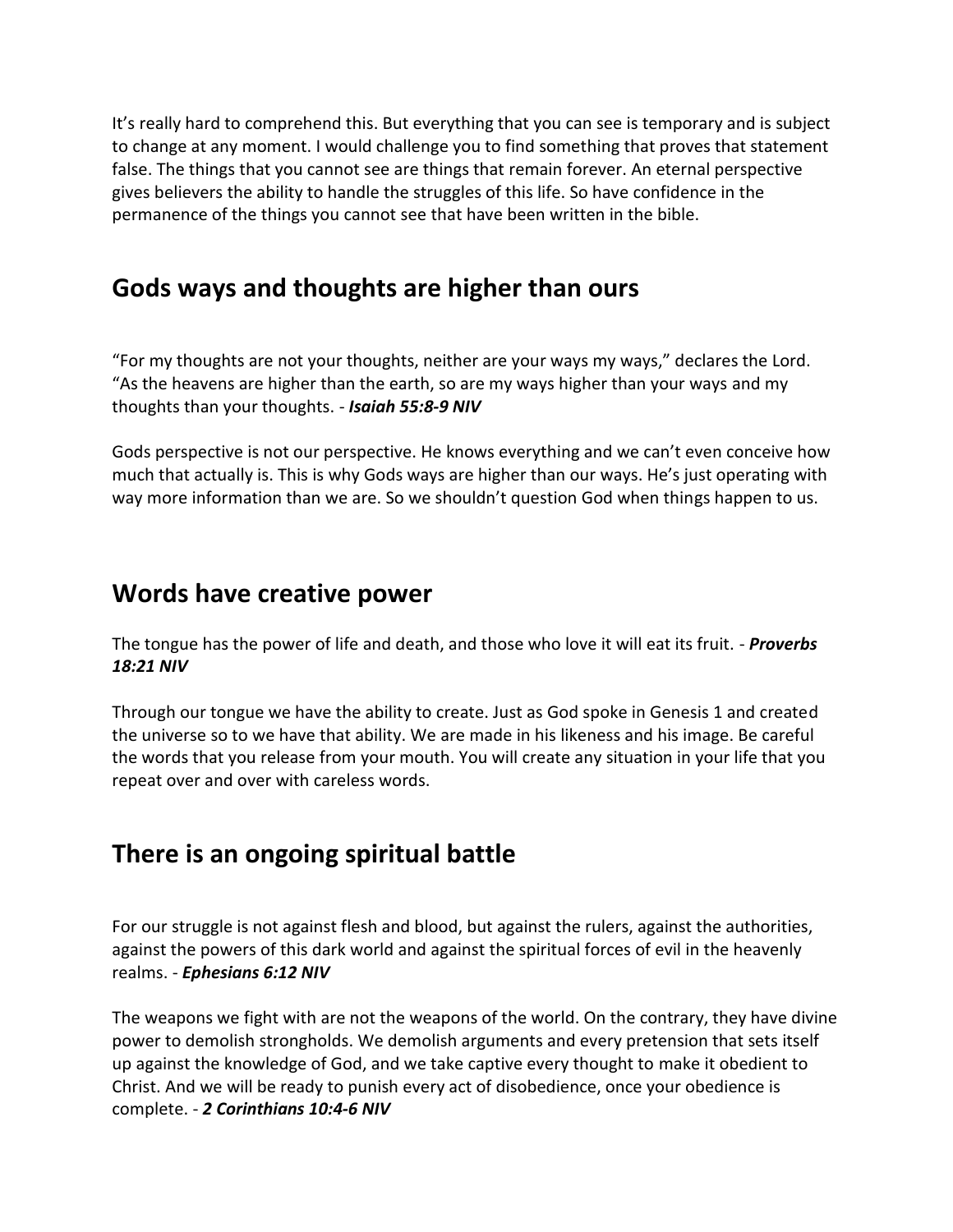It's really hard to comprehend this. But everything that you can see is temporary and is subject to change at any moment. I would challenge you to find something that proves that statement false. The things that you cannot see are things that remain forever. An eternal perspective gives believers the ability to handle the struggles of this life. So have confidence in the permanence of the things you cannot see that have been written in the bible.

## Gods ways and thoughts are higher than ours

"For my thoughts are not your thoughts, neither are your ways my ways," declares the Lord. "As the heavens are higher than the earth, so are my ways higher than your ways and my thoughts than your thoughts. - ***Isaiah 55:8-9 NIV***

Gods perspective is not our perspective. He knows everything and we can't even conceive how much that actually is. This is why Gods ways are higher than our ways. He's just operating with way more information than we are. So we shouldn't question God when things happen to us.

## Words have creative power

The tongue has the power of life and death, and those who love it will eat its fruit. - ***Proverbs 18:21 NIV***

Through our tongue we have the ability to create. Just as God spoke in Genesis 1 and created the universe so to we have that ability. We are made in his likeness and his image. Be careful the words that you release from your mouth. You will create any situation in your life that you repeat over and over with careless words.

## There is an ongoing spiritual battle

For our struggle is not against flesh and blood, but against the rulers, against the authorities, against the powers of this dark world and against the spiritual forces of evil in the heavenly realms. - ***Ephesians 6:12 NIV***

The weapons we fight with are not the weapons of the world. On the contrary, they have divine power to demolish strongholds. We demolish arguments and every pretension that sets itself up against the knowledge of God, and we take captive every thought to make it obedient to Christ. And we will be ready to punish every act of disobedience, once your obedience is complete. - ***2 Corinthians 10:4-6 NIV***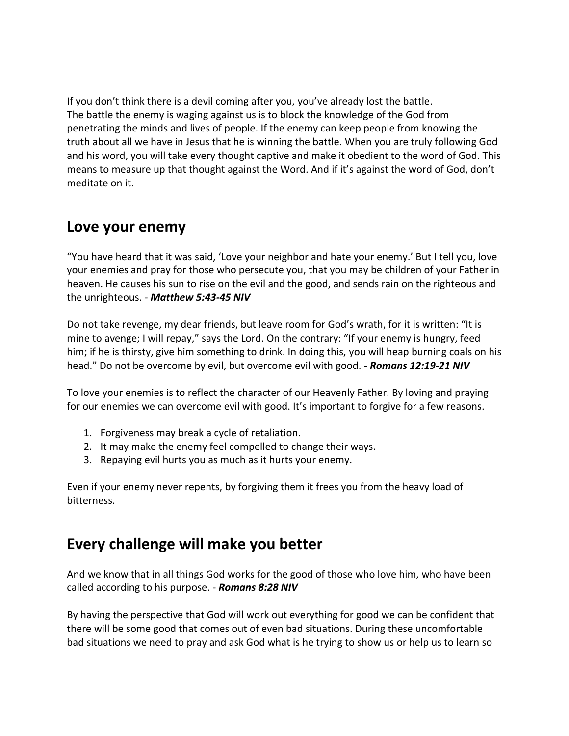If you don't think there is a devil coming after you, you've already lost the battle.
The battle the enemy is waging against us is to block the knowledge of the God from penetrating the minds and lives of people. If the enemy can keep people from knowing the truth about all we have in Jesus that he is winning the battle. When you are truly following God and his word, you will take every thought captive and make it obedient to the word of God. This means to measure up that thought against the Word. And if it's against the word of God, don't meditate on it.

## Love your enemy

"You have heard that it was said, 'Love your neighbor and hate your enemy.' But I tell you, love your enemies and pray for those who persecute you, that you may be children of your Father in heaven. He causes his sun to rise on the evil and the good, and sends rain on the righteous and the unrighteous. - ***Matthew 5:43-45 NIV***

Do not take revenge, my dear friends, but leave room for God's wrath, for it is written: "It is mine to avenge; I will repay," says the Lord. On the contrary: "If your enemy is hungry, feed him; if he is thirsty, give him something to drink. In doing this, you will heap burning coals on his head." Do not be overcome by evil, but overcome evil with good. ***- Romans 12:19-21 NIV***

To love your enemies is to reflect the character of our Heavenly Father. By loving and praying for our enemies we can overcome evil with good. It's important to forgive for a few reasons.

1. Forgiveness may break a cycle of retaliation.
2. It may make the enemy feel compelled to change their ways.
3. Repaying evil hurts you as much as it hurts your enemy.

Even if your enemy never repents, by forgiving them it frees you from the heavy load of bitterness.

## Every challenge will make you better

And we know that in all things God works for the good of those who love him, who have been called according to his purpose. - ***Romans 8:28 NIV***

By having the perspective that God will work out everything for good we can be confident that there will be some good that comes out of even bad situations. During these uncomfortable bad situations we need to pray and ask God what is he trying to show us or help us to learn so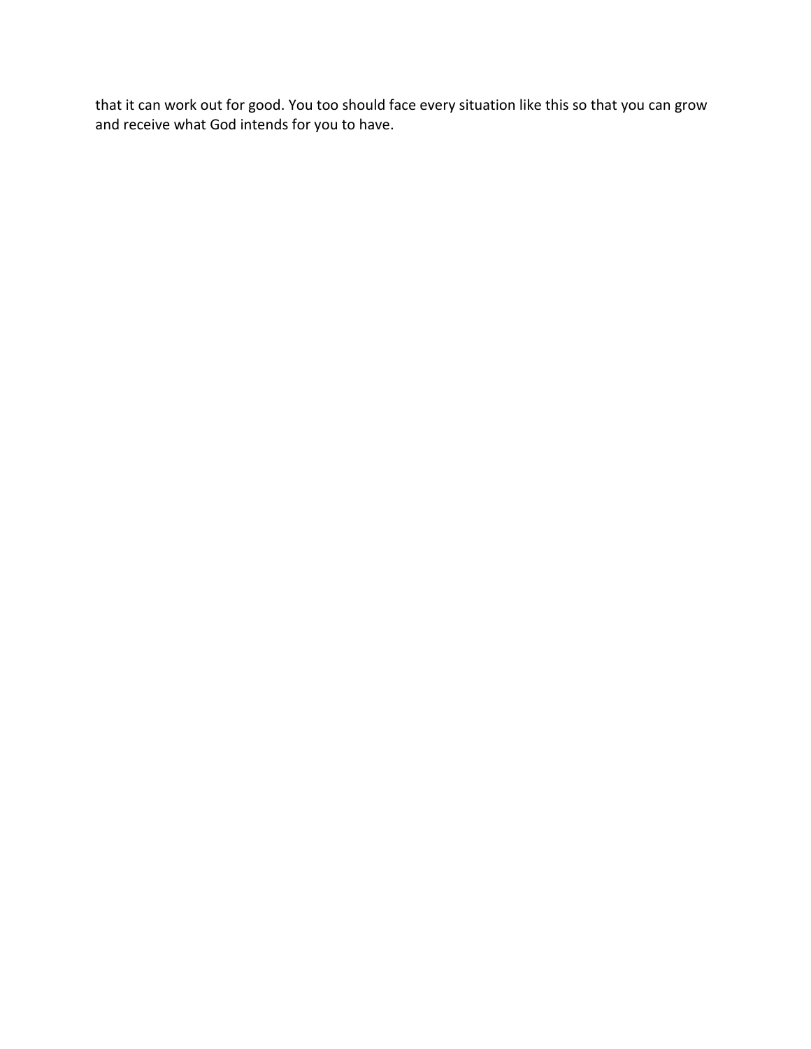that it can work out for good. You too should face every situation like this so that you can grow and receive what God intends for you to have.